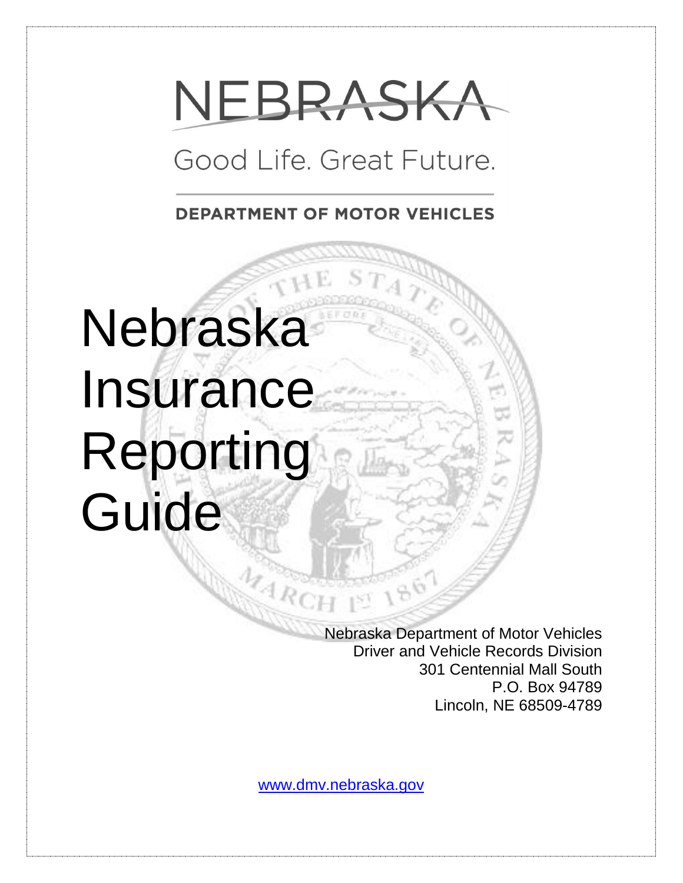NEBRASKA

Good Life. Great Future.

DEPARTMENT OF MOTOR VEHICLES

# Nebraska Insurance Reporting Guide

Nebraska Department of Motor Vehicles
Driver and Vehicle Records Division
301 Centennial Mall South
P.O. Box 94789
Lincoln, NE 68509-4789

www.dmv.nebraska.gov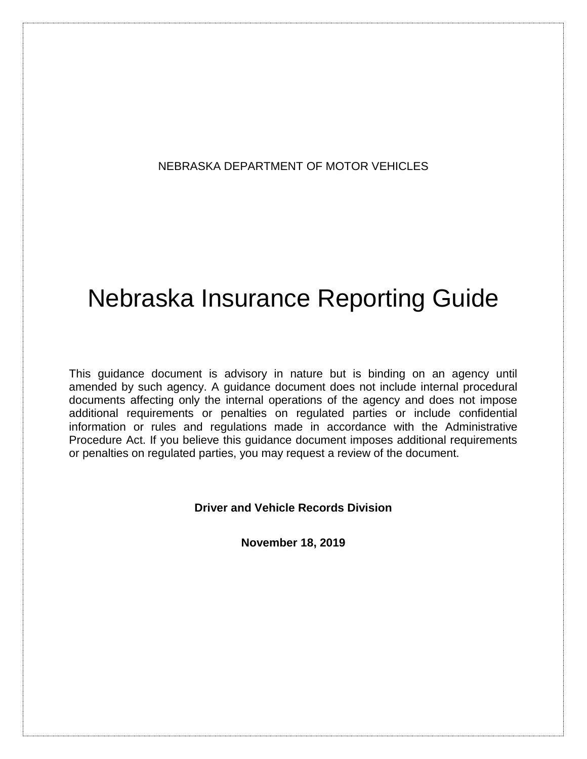NEBRASKA DEPARTMENT OF MOTOR VEHICLES

# Nebraska Insurance Reporting Guide

This guidance document is advisory in nature but is binding on an agency until amended by such agency. A guidance document does not include internal procedural documents affecting only the internal operations of the agency and does not impose additional requirements or penalties on regulated parties or include confidential information or rules and regulations made in accordance with the Administrative Procedure Act. If you believe this guidance document imposes additional requirements or penalties on regulated parties, you may request a review of the document.

**Driver and Vehicle Records Division**

**November 18, 2019**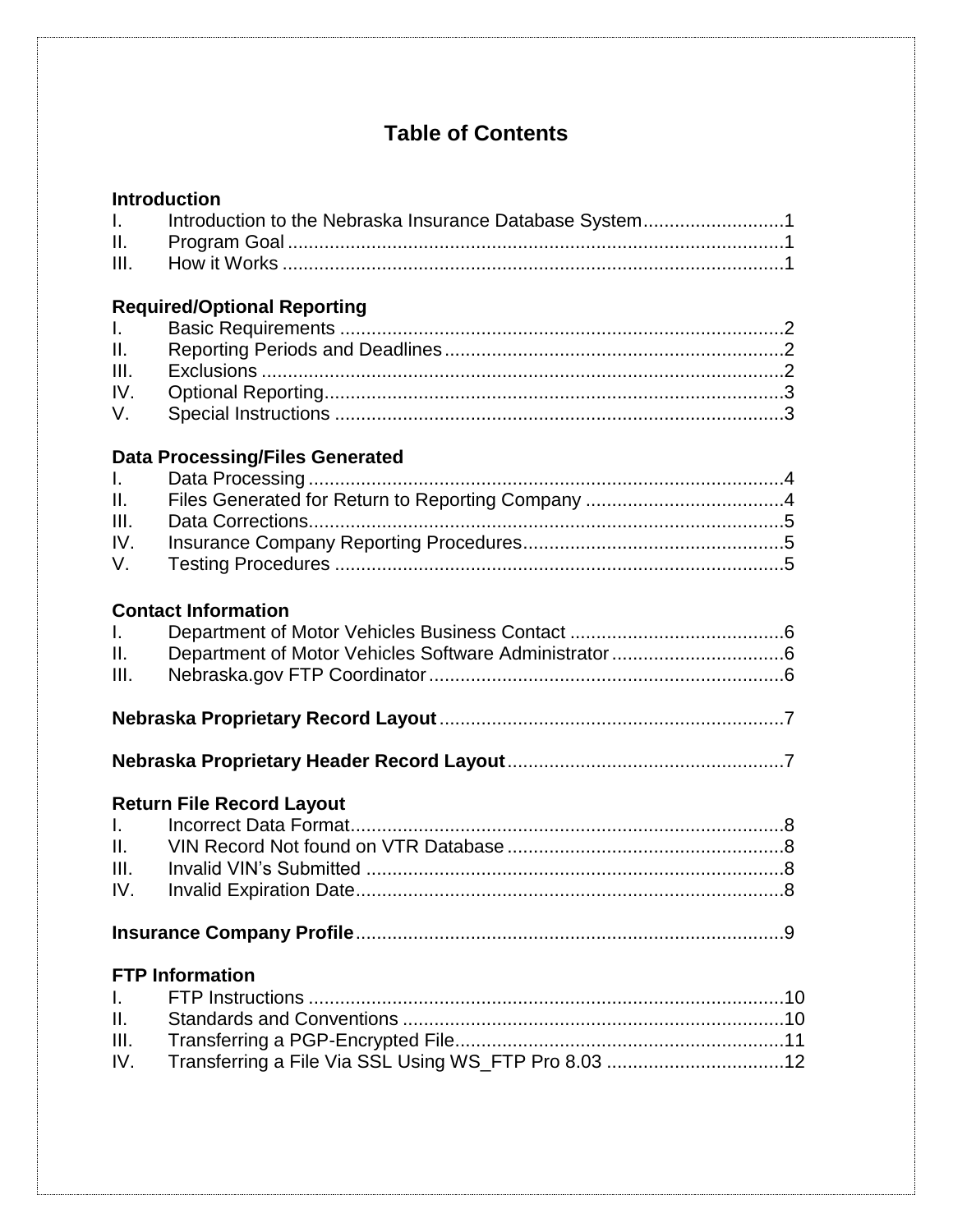# Table of Contents

**Introduction**

I. Introduction to the Nebraska Insurance Database System ........................... 1
II. Program Goal ........................................................................................ 1
III. How it Works ......................................................................................... 1

**Required/Optional Reporting**

I. Basic Requirements .................................................................................. 2
II. Reporting Periods and Deadlines ............................................................ 2
III. Exclusions .............................................................................................. 2
IV. Optional Reporting .................................................................................. 3
V. Special Instructions .................................................................................. 3

**Data Processing/Files Generated**

I. Data Processing ........................................................................................ 4
II. Files Generated for Return to Reporting Company ..................................... 4
III. Data Corrections ..................................................................................... 5
IV. Insurance Company Reporting Procedures ................................................ 5
V. Testing Procedures ................................................................................... 5

**Contact Information**

I. Department of Motor Vehicles Business Contact ......................................... 6
II. Department of Motor Vehicles Software Administrator ................................ 6
III. Nebraska.gov FTP Coordinator ................................................................ 6

**Nebraska Proprietary Record Layout** .......................................................... 7

**Nebraska Proprietary Header Record Layout** .............................................. 7

**Return File Record Layout**

I. Incorrect Data Format ................................................................................ 8
II. VIN Record Not found on VTR Database ................................................... 8
III. Invalid VIN's Submitted .......................................................................... 8
IV. Invalid Expiration Date ............................................................................ 8

**Insurance Company Profile** ........................................................................ 9

**FTP Information**

I. FTP Instructions ...................................................................................... 10
II. Standards and Conventions ..................................................................... 10
III. Transferring a PGP-Encrypted File .......................................................... 11
IV. Transferring a File Via SSL Using WS_FTP Pro 8.03 .................................. 12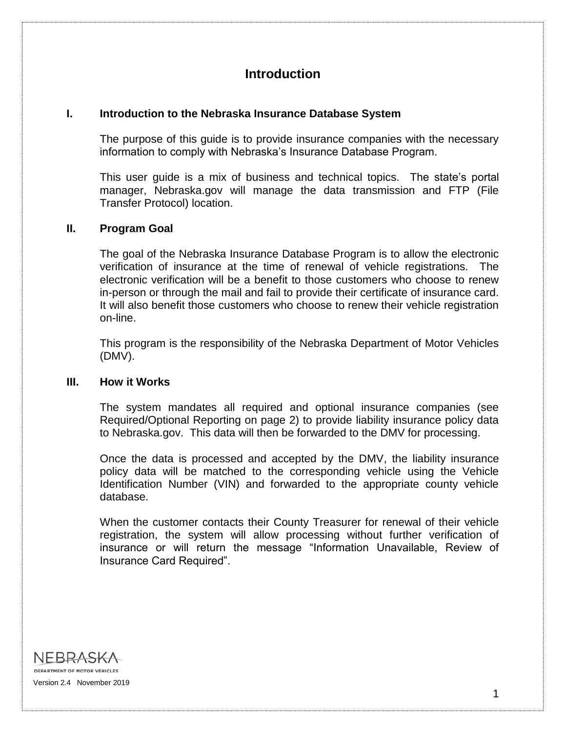# Introduction

## I. Introduction to the Nebraska Insurance Database System

The purpose of this guide is to provide insurance companies with the necessary information to comply with Nebraska's Insurance Database Program.

This user guide is a mix of business and technical topics. The state's portal manager, Nebraska.gov will manage the data transmission and FTP (File Transfer Protocol) location.

## II. Program Goal

The goal of the Nebraska Insurance Database Program is to allow the electronic verification of insurance at the time of renewal of vehicle registrations. The electronic verification will be a benefit to those customers who choose to renew in-person or through the mail and fail to provide their certificate of insurance card. It will also benefit those customers who choose to renew their vehicle registration on-line.

This program is the responsibility of the Nebraska Department of Motor Vehicles (DMV).

## III. How it Works

The system mandates all required and optional insurance companies (see Required/Optional Reporting on page 2) to provide liability insurance policy data to Nebraska.gov. This data will then be forwarded to the DMV for processing.

Once the data is processed and accepted by the DMV, the liability insurance policy data will be matched to the corresponding vehicle using the Vehicle Identification Number (VIN) and forwarded to the appropriate county vehicle database.

When the customer contacts their County Treasurer for renewal of their vehicle registration, the system will allow processing without further verification of insurance or will return the message "Information Unavailable, Review of Insurance Card Required".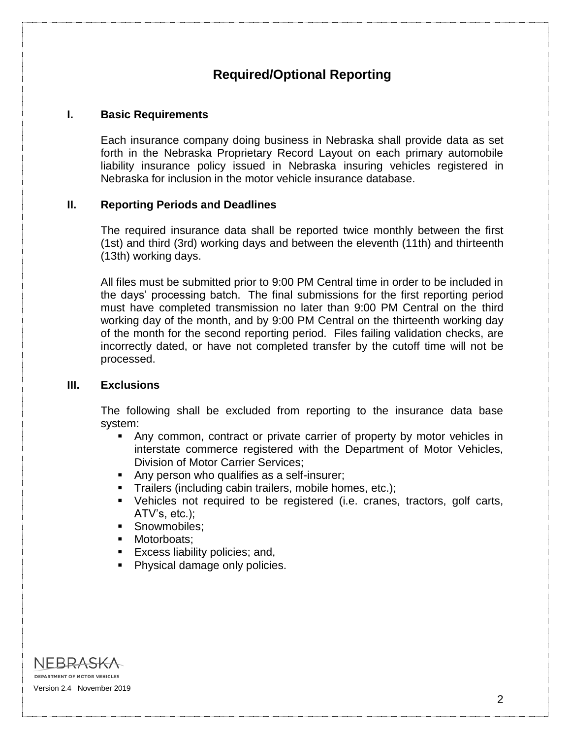# Required/Optional Reporting

## I. Basic Requirements

Each insurance company doing business in Nebraska shall provide data as set forth in the Nebraska Proprietary Record Layout on each primary automobile liability insurance policy issued in Nebraska insuring vehicles registered in Nebraska for inclusion in the motor vehicle insurance database.

## II. Reporting Periods and Deadlines

The required insurance data shall be reported twice monthly between the first (1st) and third (3rd) working days and between the eleventh (11th) and thirteenth (13th) working days.

All files must be submitted prior to 9:00 PM Central time in order to be included in the days' processing batch. The final submissions for the first reporting period must have completed transmission no later than 9:00 PM Central on the third working day of the month, and by 9:00 PM Central on the thirteenth working day of the month for the second reporting period. Files failing validation checks, are incorrectly dated, or have not completed transfer by the cutoff time will not be processed.

## III. Exclusions

The following shall be excluded from reporting to the insurance data base system:

- Any common, contract or private carrier of property by motor vehicles in interstate commerce registered with the Department of Motor Vehicles, Division of Motor Carrier Services;
- Any person who qualifies as a self-insurer;
- Trailers (including cabin trailers, mobile homes, etc.);
- Vehicles not required to be registered (i.e. cranes, tractors, golf carts, ATV's, etc.);
- Snowmobiles;
- Motorboats;
- Excess liability policies; and,
- Physical damage only policies.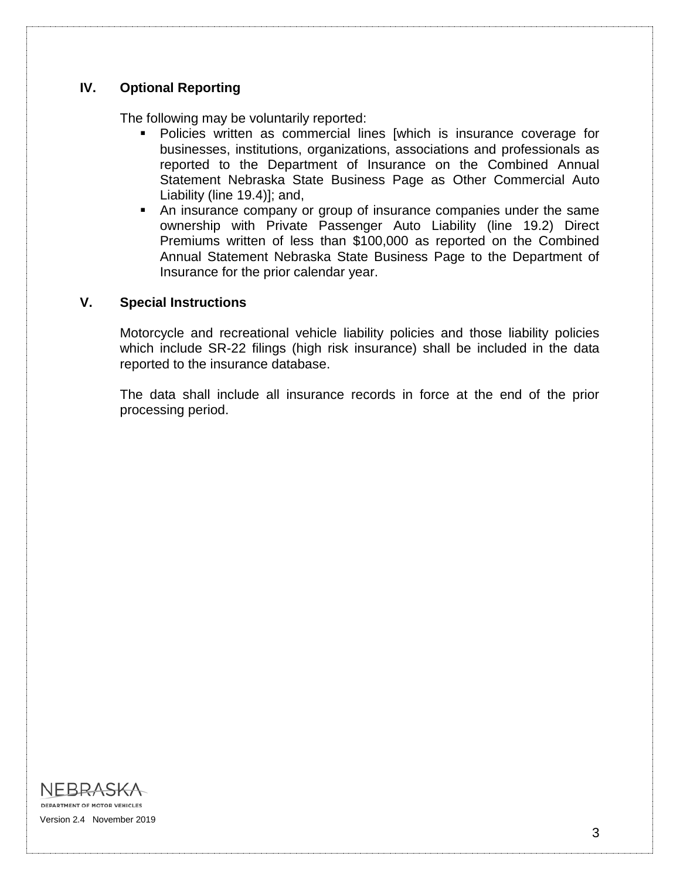## IV. Optional Reporting

The following may be voluntarily reported:

- Policies written as commercial lines [which is insurance coverage for businesses, institutions, organizations, associations and professionals as reported to the Department of Insurance on the Combined Annual Statement Nebraska State Business Page as Other Commercial Auto Liability (line 19.4)]; and,
- An insurance company or group of insurance companies under the same ownership with Private Passenger Auto Liability (line 19.2) Direct Premiums written of less than $100,000 as reported on the Combined Annual Statement Nebraska State Business Page to the Department of Insurance for the prior calendar year.

## V. Special Instructions

Motorcycle and recreational vehicle liability policies and those liability policies which include SR-22 filings (high risk insurance) shall be included in the data reported to the insurance database.

The data shall include all insurance records in force at the end of the prior processing period.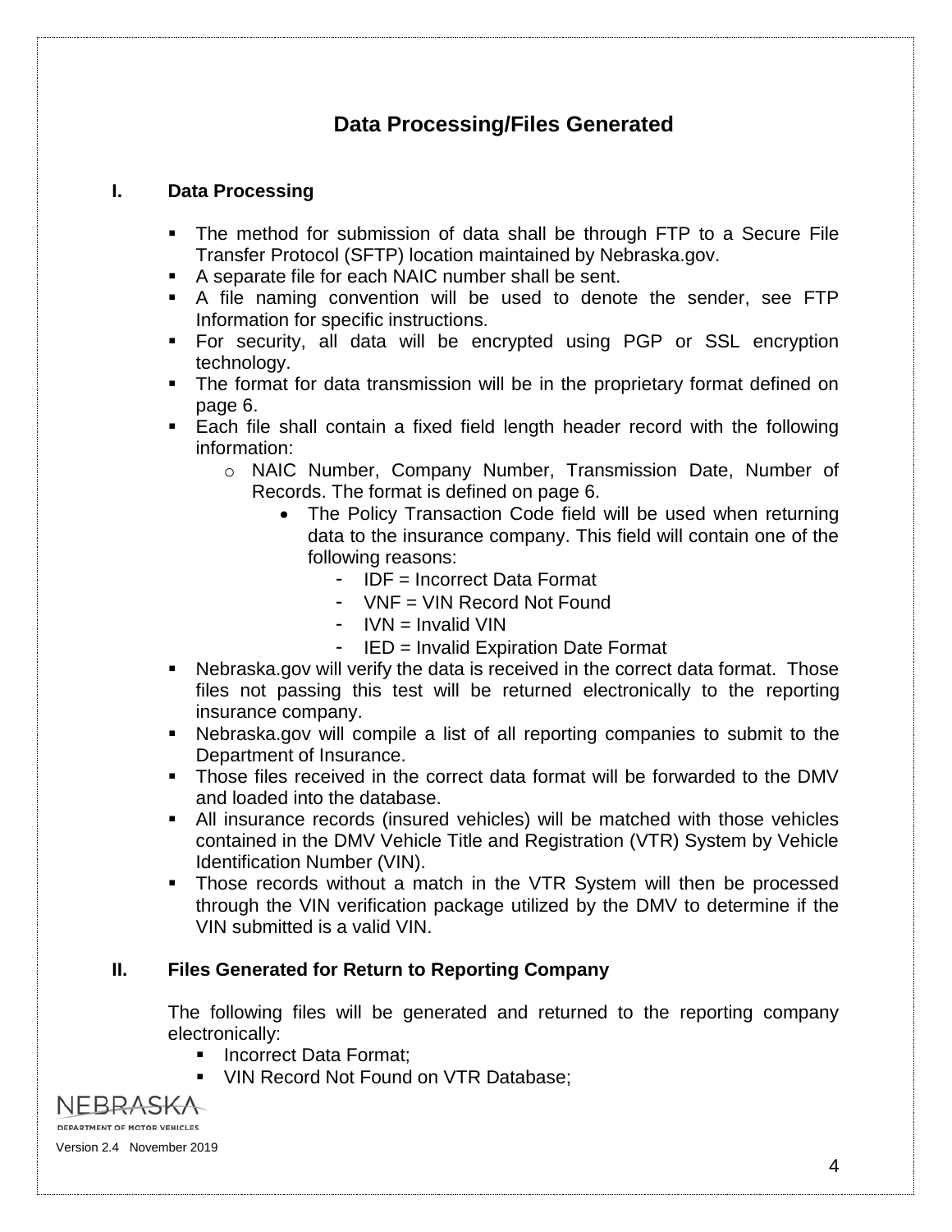# Data Processing/Files Generated

## I. Data Processing

- The method for submission of data shall be through FTP to a Secure File Transfer Protocol (SFTP) location maintained by Nebraska.gov.
- A separate file for each NAIC number shall be sent.
- A file naming convention will be used to denote the sender, see FTP Information for specific instructions.
- For security, all data will be encrypted using PGP or SSL encryption technology.
- The format for data transmission will be in the proprietary format defined on page 6.
- Each file shall contain a fixed field length header record with the following information:
    - NAIC Number, Company Number, Transmission Date, Number of Records. The format is defined on page 6.
        - The Policy Transaction Code field will be used when returning data to the insurance company. This field will contain one of the following reasons:
            - IDF = Incorrect Data Format
            - VNF = VIN Record Not Found
            - IVN = Invalid VIN
            - IED = Invalid Expiration Date Format
- Nebraska.gov will verify the data is received in the correct data format. Those files not passing this test will be returned electronically to the reporting insurance company.
- Nebraska.gov will compile a list of all reporting companies to submit to the Department of Insurance.
- Those files received in the correct data format will be forwarded to the DMV and loaded into the database.
- All insurance records (insured vehicles) will be matched with those vehicles contained in the DMV Vehicle Title and Registration (VTR) System by Vehicle Identification Number (VIN).
- Those records without a match in the VTR System will then be processed through the VIN verification package utilized by the DMV to determine if the VIN submitted is a valid VIN.

## II. Files Generated for Return to Reporting Company

The following files will be generated and returned to the reporting company electronically:

- Incorrect Data Format;
- VIN Record Not Found on VTR Database;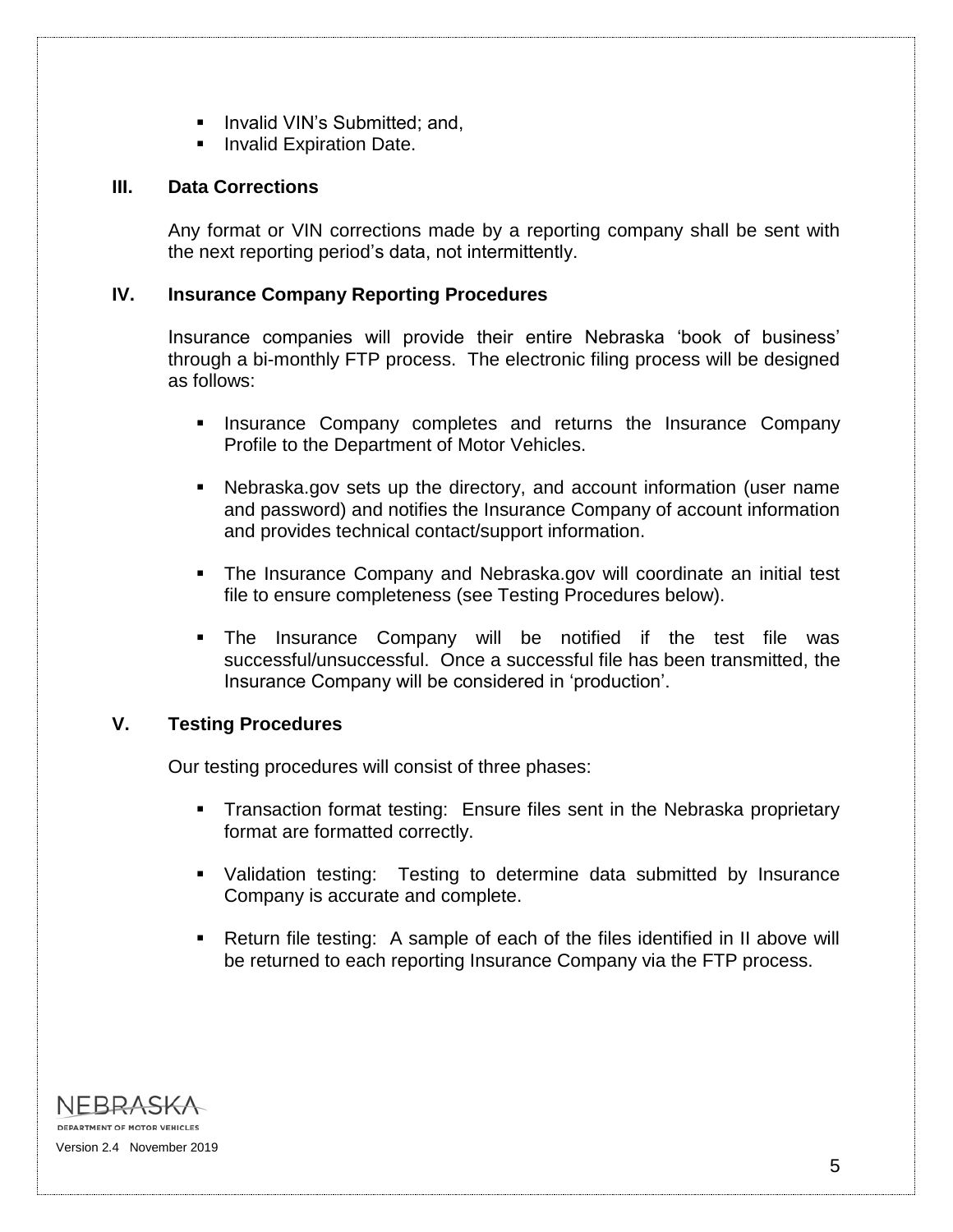- Invalid VIN's Submitted; and,
- Invalid Expiration Date.

## III. Data Corrections

Any format or VIN corrections made by a reporting company shall be sent with the next reporting period's data, not intermittently.

## IV. Insurance Company Reporting Procedures

Insurance companies will provide their entire Nebraska 'book of business' through a bi-monthly FTP process. The electronic filing process will be designed as follows:

- Insurance Company completes and returns the Insurance Company Profile to the Department of Motor Vehicles.
- Nebraska.gov sets up the directory, and account information (user name and password) and notifies the Insurance Company of account information and provides technical contact/support information.
- The Insurance Company and Nebraska.gov will coordinate an initial test file to ensure completeness (see Testing Procedures below).
- The Insurance Company will be notified if the test file was successful/unsuccessful. Once a successful file has been transmitted, the Insurance Company will be considered in 'production'.

## V. Testing Procedures

Our testing procedures will consist of three phases:

- Transaction format testing: Ensure files sent in the Nebraska proprietary format are formatted correctly.
- Validation testing: Testing to determine data submitted by Insurance Company is accurate and complete.
- Return file testing: A sample of each of the files identified in II above will be returned to each reporting Insurance Company via the FTP process.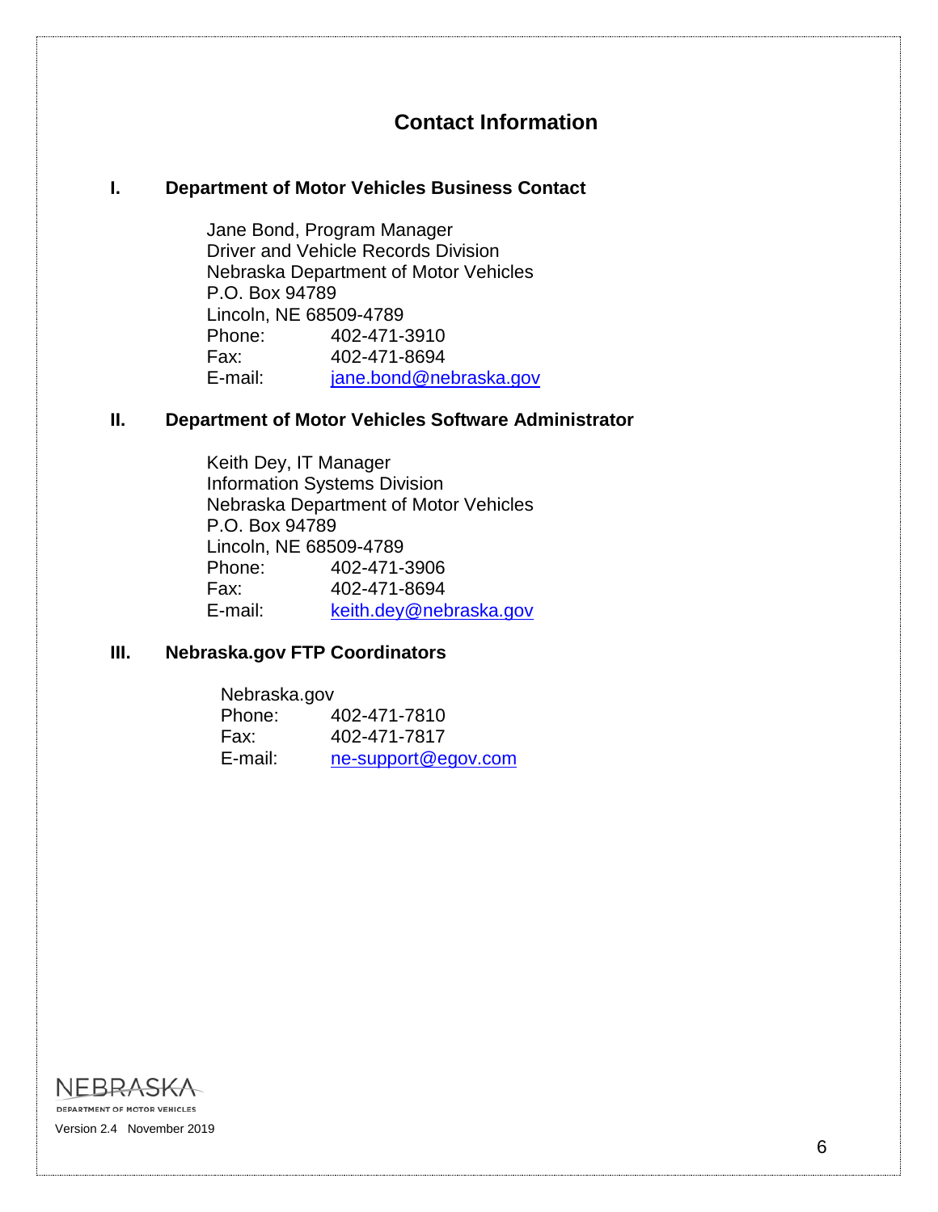## Contact Information

### I. Department of Motor Vehicles Business Contact

Jane Bond, Program Manager
Driver and Vehicle Records Division
Nebraska Department of Motor Vehicles
P.O. Box 94789
Lincoln, NE 68509-4789
Phone: 402-471-3910
Fax: 402-471-8694
E-mail: jane.bond@nebraska.gov

### II. Department of Motor Vehicles Software Administrator

Keith Dey, IT Manager
Information Systems Division
Nebraska Department of Motor Vehicles
P.O. Box 94789
Lincoln, NE 68509-4789
Phone: 402-471-3906
Fax: 402-471-8694
E-mail: keith.dey@nebraska.gov

### III. Nebraska.gov FTP Coordinators

Nebraska.gov
Phone: 402-471-7810
Fax: 402-471-7817
E-mail: ne-support@egov.com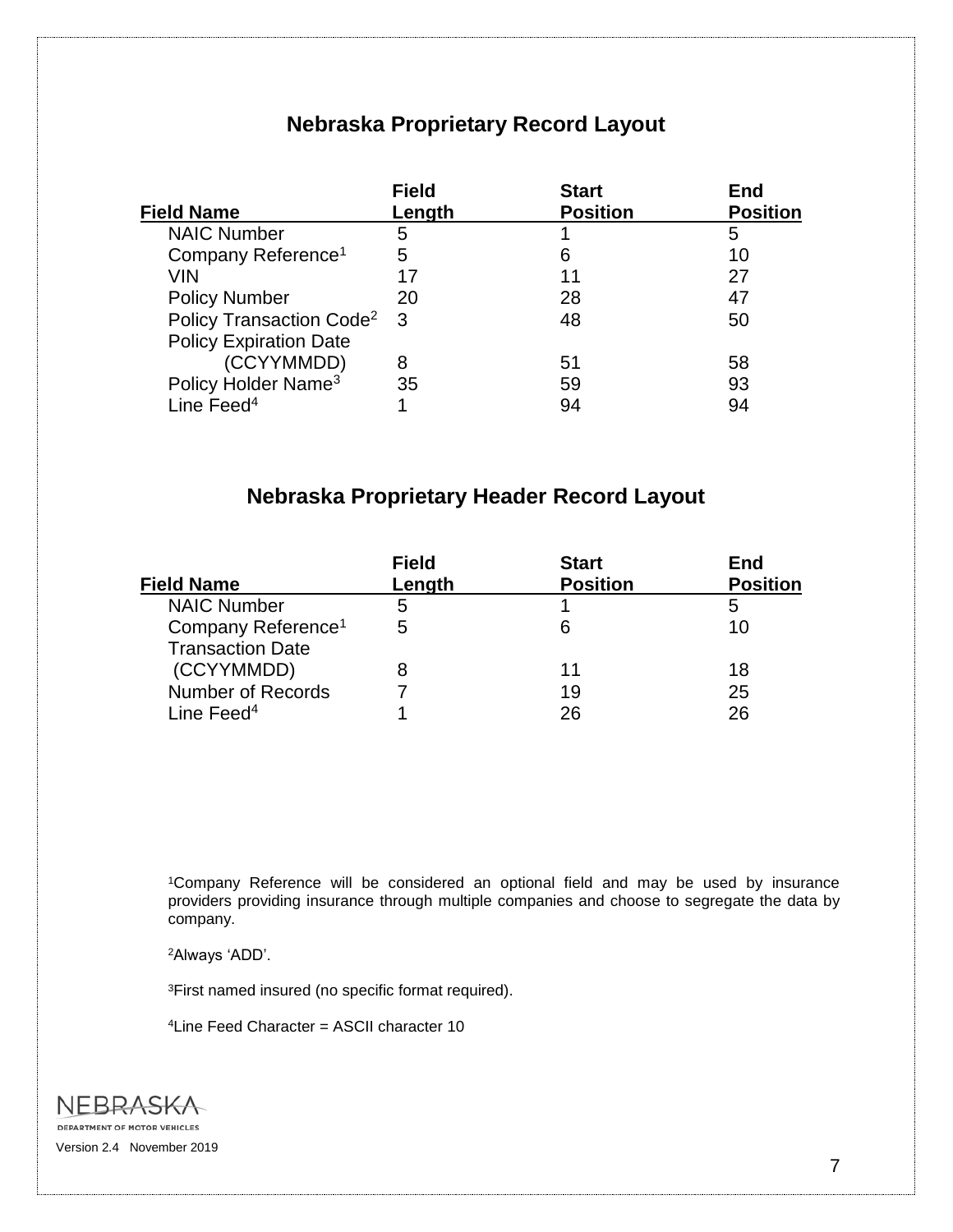## Nebraska Proprietary Record Layout

| Field Name | Field Length | Start Position | End Position |
|---|---|---|---|
| NAIC Number | 5 | 1 | 5 |
| Company Reference[1] | 5 | 6 | 10 |
| VIN | 17 | 11 | 27 |
| Policy Number | 20 | 28 | 47 |
| Policy Transaction Code[2] | 3 | 48 | 50 |
| Policy Expiration Date (CCYYMMDD) | 8 | 51 | 58 |
| Policy Holder Name[3] | 35 | 59 | 93 |
| Line Feed[4] | 1 | 94 | 94 |

## Nebraska Proprietary Header Record Layout

| Field Name | Field Length | Start Position | End Position |
|---|---|---|---|
| NAIC Number | 5 | 1 | 5 |
| Company Reference[1] | 5 | 6 | 10 |
| Transaction Date (CCYYMMDD) | 8 | 11 | 18 |
| Number of Records | 7 | 19 | 25 |
| Line Feed[4] | 1 | 26 | 26 |

[1]Company Reference will be considered an optional field and may be used by insurance providers providing insurance through multiple companies and choose to segregate the data by company.

[2]Always 'ADD'.

[3]First named insured (no specific format required).

[4]Line Feed Character = ASCII character 10

NEBRASKA DEPARTMENT OF MOTOR VEHICLES

Version 2.4 November 2019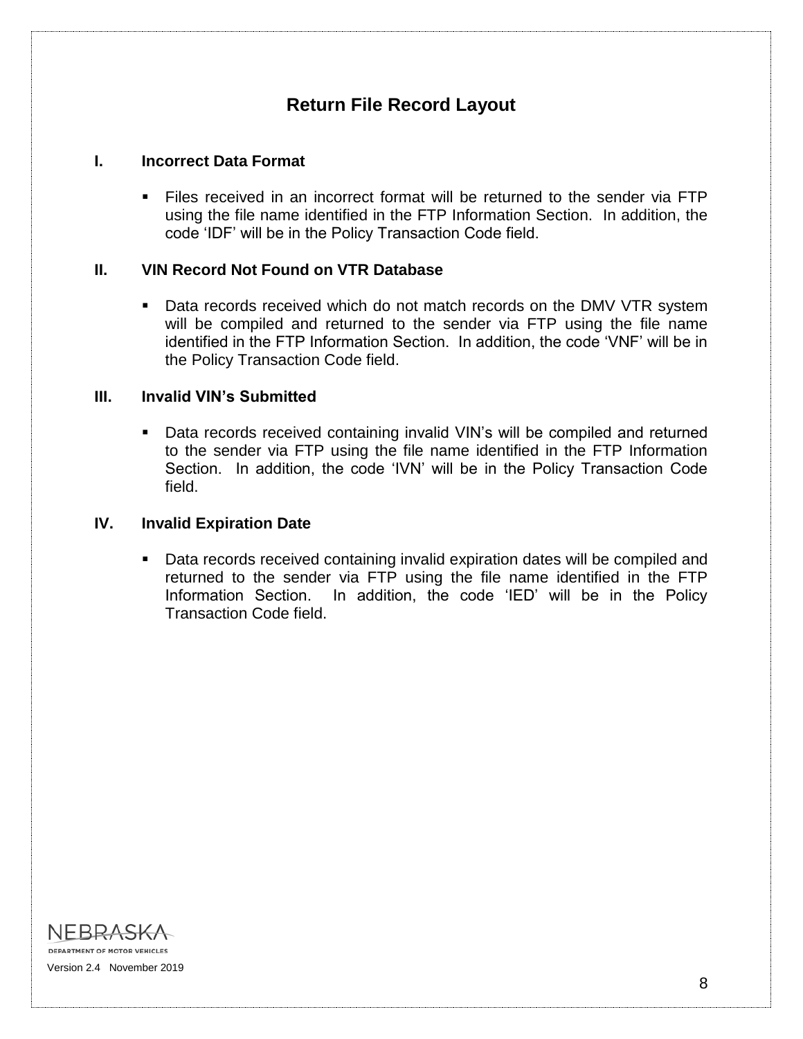# Return File Record Layout

## I. Incorrect Data Format

- Files received in an incorrect format will be returned to the sender via FTP using the file name identified in the FTP Information Section. In addition, the code 'IDF' will be in the Policy Transaction Code field.

## II. VIN Record Not Found on VTR Database

- Data records received which do not match records on the DMV VTR system will be compiled and returned to the sender via FTP using the file name identified in the FTP Information Section. In addition, the code 'VNF' will be in the Policy Transaction Code field.

## III. Invalid VIN's Submitted

- Data records received containing invalid VIN's will be compiled and returned to the sender via FTP using the file name identified in the FTP Information Section. In addition, the code 'IVN' will be in the Policy Transaction Code field.

## IV. Invalid Expiration Date

- Data records received containing invalid expiration dates will be compiled and returned to the sender via FTP using the file name identified in the FTP Information Section. In addition, the code 'IED' will be in the Policy Transaction Code field.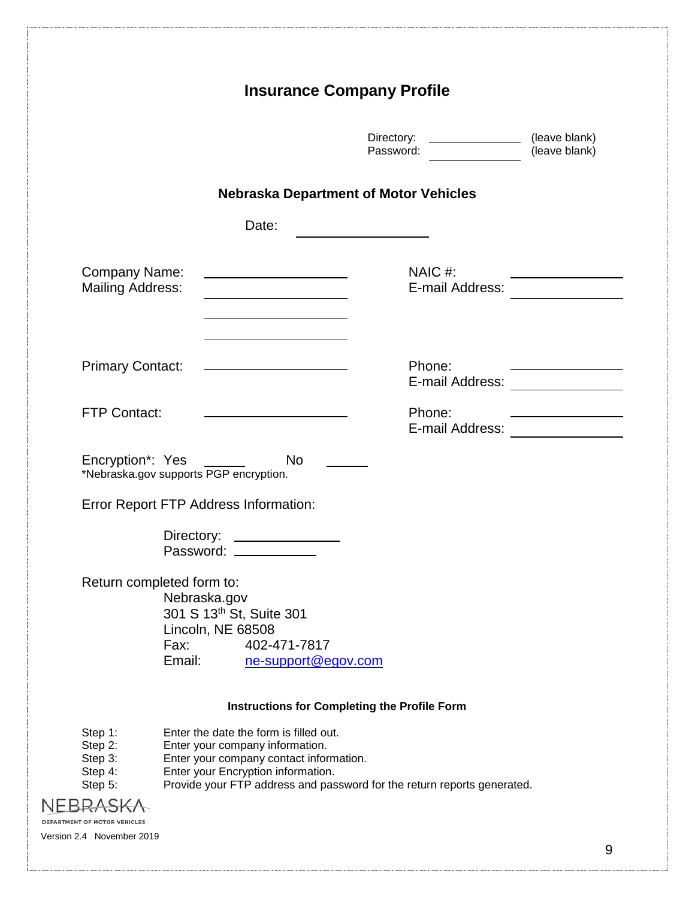# Insurance Company Profile

Directory: ______________ (leave blank)
Password: ______________ (leave blank)

## Nebraska Department of Motor Vehicles

Date: ____________________

Company Name: ____________________ NAIC #: ____________________
Mailing Address: ____________________ E-mail Address: ____________________
____________________
____________________

Primary Contact: ____________________ Phone: ____________________
E-mail Address: ____________________

FTP Contact: ____________________ Phone: ____________________
E-mail Address: ____________________

Encryption*: Yes ______ No ______
*Nebraska.gov supports PGP encryption.

Error Report FTP Address Information:

Directory: ______________
Password: ____________

Return completed form to:
Nebraska.gov
301 S 13th St, Suite 301
Lincoln, NE 68508
Fax: 402-471-7817
Email: ne-support@egov.com

### Instructions for Completing the Profile Form

Step 1: Enter the date the form is filled out.
Step 2: Enter your company information.
Step 3: Enter your company contact information.
Step 4: Enter your Encryption information.
Step 5: Provide your FTP address and password for the return reports generated.

NEBRASKA
DEPARTMENT OF MOTOR VEHICLES

Version 2.4 November 2019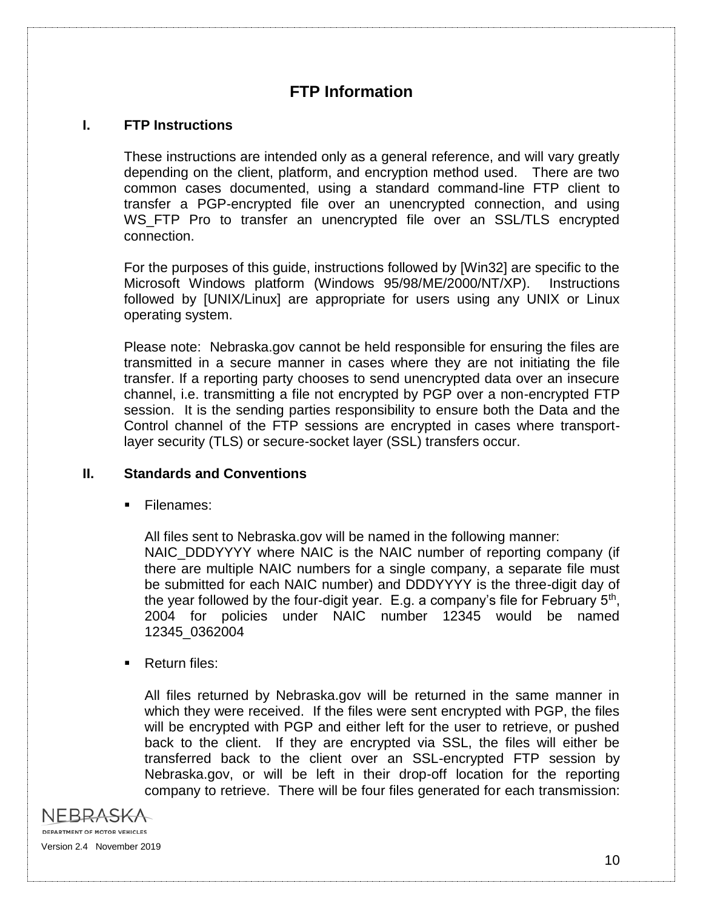## FTP Information

### I. FTP Instructions

These instructions are intended only as a general reference, and will vary greatly depending on the client, platform, and encryption method used. There are two common cases documented, using a standard command-line FTP client to transfer a PGP-encrypted file over an unencrypted connection, and using WS_FTP Pro to transfer an unencrypted file over an SSL/TLS encrypted connection.

For the purposes of this guide, instructions followed by [Win32] are specific to the Microsoft Windows platform (Windows 95/98/ME/2000/NT/XP). Instructions followed by [UNIX/Linux] are appropriate for users using any UNIX or Linux operating system.

Please note: Nebraska.gov cannot be held responsible for ensuring the files are transmitted in a secure manner in cases where they are not initiating the file transfer. If a reporting party chooses to send unencrypted data over an insecure channel, i.e. transmitting a file not encrypted by PGP over a non-encrypted FTP session. It is the sending parties responsibility to ensure both the Data and the Control channel of the FTP sessions are encrypted in cases where transport-layer security (TLS) or secure-socket layer (SSL) transfers occur.

### II. Standards and Conventions

- Filenames:

  All files sent to Nebraska.gov will be named in the following manner: NAIC_DDDYYYY where NAIC is the NAIC number of reporting company (if there are multiple NAIC numbers for a single company, a separate file must be submitted for each NAIC number) and DDDYYYY is the three-digit day of the year followed by the four-digit year. E.g. a company's file for February 5th, 2004 for policies under NAIC number 12345 would be named 12345_0362004

- Return files:

  All files returned by Nebraska.gov will be returned in the same manner in which they were received. If the files were sent encrypted with PGP, the files will be encrypted with PGP and either left for the user to retrieve, or pushed back to the client. If they are encrypted via SSL, the files will either be transferred back to the client over an SSL-encrypted FTP session by Nebraska.gov, or will be left in their drop-off location for the reporting company to retrieve. There will be four files generated for each transmission: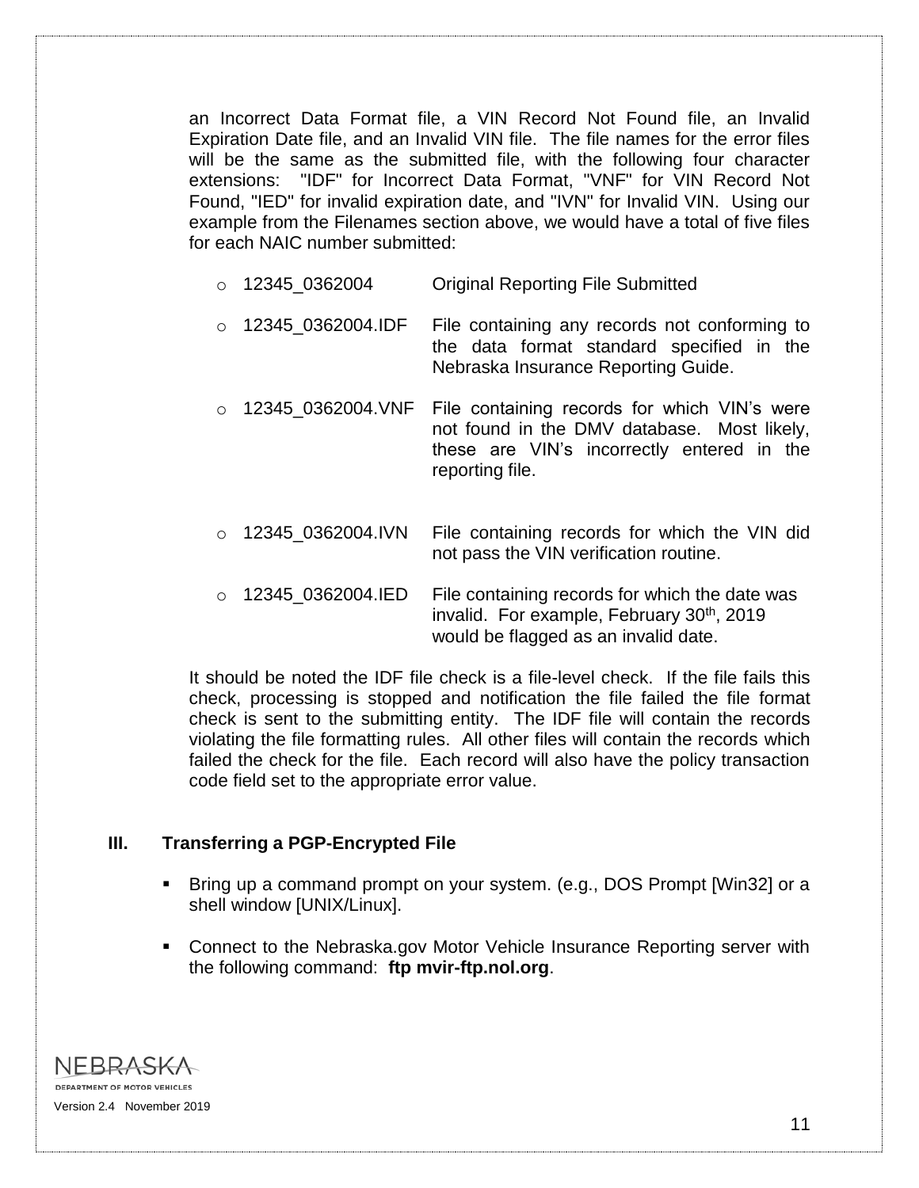an Incorrect Data Format file, a VIN Record Not Found file, an Invalid Expiration Date file, and an Invalid VIN file. The file names for the error files will be the same as the submitted file, with the following four character extensions: "IDF" for Incorrect Data Format, "VNF" for VIN Record Not Found, "IED" for invalid expiration date, and "IVN" for Invalid VIN. Using our example from the Filenames section above, we would have a total of five files for each NAIC number submitted:

- 12345_0362004 — Original Reporting File Submitted
- 12345_0362004.IDF — File containing any records not conforming to the data format standard specified in the Nebraska Insurance Reporting Guide.
- 12345_0362004.VNF — File containing records for which VIN's were not found in the DMV database. Most likely, these are VIN's incorrectly entered in the reporting file.
- 12345_0362004.IVN — File containing records for which the VIN did not pass the VIN verification routine.
- 12345_0362004.IED — File containing records for which the date was invalid. For example, February 30th, 2019 would be flagged as an invalid date.

It should be noted the IDF file check is a file-level check. If the file fails this check, processing is stopped and notification the file failed the file format check is sent to the submitting entity. The IDF file will contain the records violating the file formatting rules. All other files will contain the records which failed the check for the file. Each record will also have the policy transaction code field set to the appropriate error value.

## III. Transferring a PGP-Encrypted File

- Bring up a command prompt on your system. (e.g., DOS Prompt [Win32] or a shell window [UNIX/Linux].
- Connect to the Nebraska.gov Motor Vehicle Insurance Reporting server with the following command: **ftp mvir-ftp.nol.org**.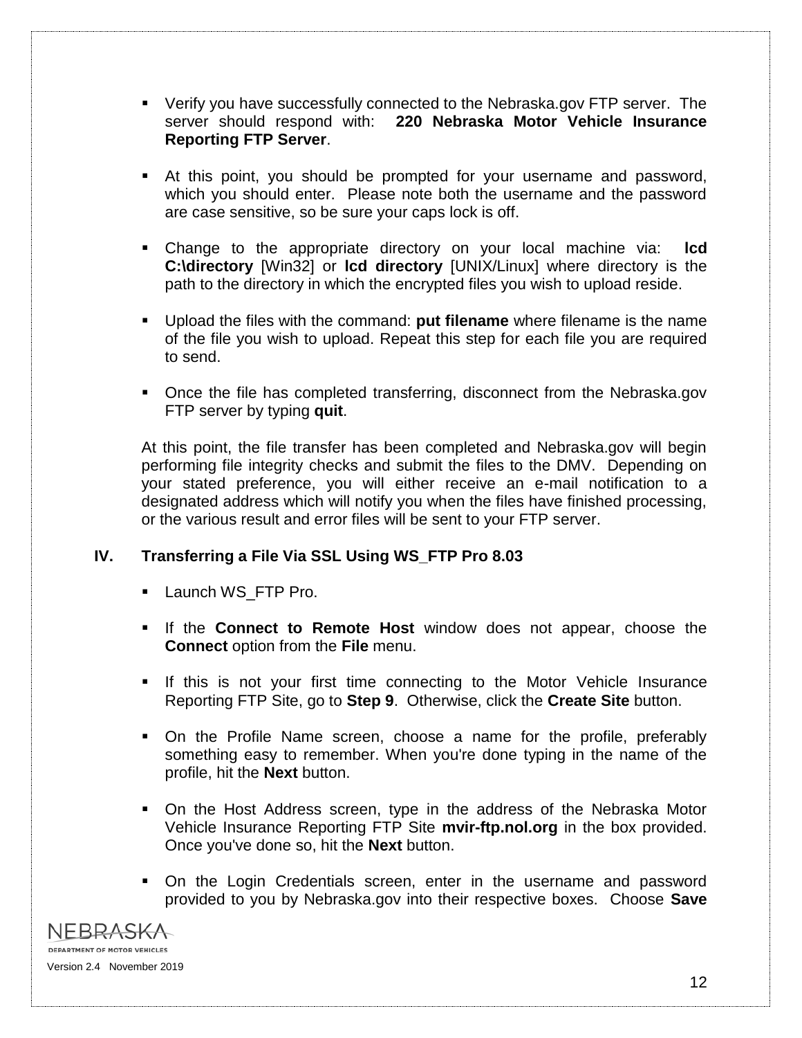- Verify you have successfully connected to the Nebraska.gov FTP server. The server should respond with: **220 Nebraska Motor Vehicle Insurance Reporting FTP Server**.

- At this point, you should be prompted for your username and password, which you should enter. Please note both the username and the password are case sensitive, so be sure your caps lock is off.

- Change to the appropriate directory on your local machine via: **lcd C:\directory** [Win32] or **lcd directory** [UNIX/Linux] where directory is the path to the directory in which the encrypted files you wish to upload reside.

- Upload the files with the command: **put filename** where filename is the name of the file you wish to upload. Repeat this step for each file you are required to send.

- Once the file has completed transferring, disconnect from the Nebraska.gov FTP server by typing **quit**.

At this point, the file transfer has been completed and Nebraska.gov will begin performing file integrity checks and submit the files to the DMV. Depending on your stated preference, you will either receive an e-mail notification to a designated address which will notify you when the files have finished processing, or the various result and error files will be sent to your FTP server.

## IV. Transferring a File Via SSL Using WS_FTP Pro 8.03

- Launch WS_FTP Pro.

- If the **Connect to Remote Host** window does not appear, choose the **Connect** option from the **File** menu.

- If this is not your first time connecting to the Motor Vehicle Insurance Reporting FTP Site, go to **Step 9**. Otherwise, click the **Create Site** button.

- On the Profile Name screen, choose a name for the profile, preferably something easy to remember. When you're done typing in the name of the profile, hit the **Next** button.

- On the Host Address screen, type in the address of the Nebraska Motor Vehicle Insurance Reporting FTP Site **mvir-ftp.nol.org** in the box provided. Once you've done so, hit the **Next** button.

- On the Login Credentials screen, enter in the username and password provided to you by Nebraska.gov into their respective boxes. Choose **Save**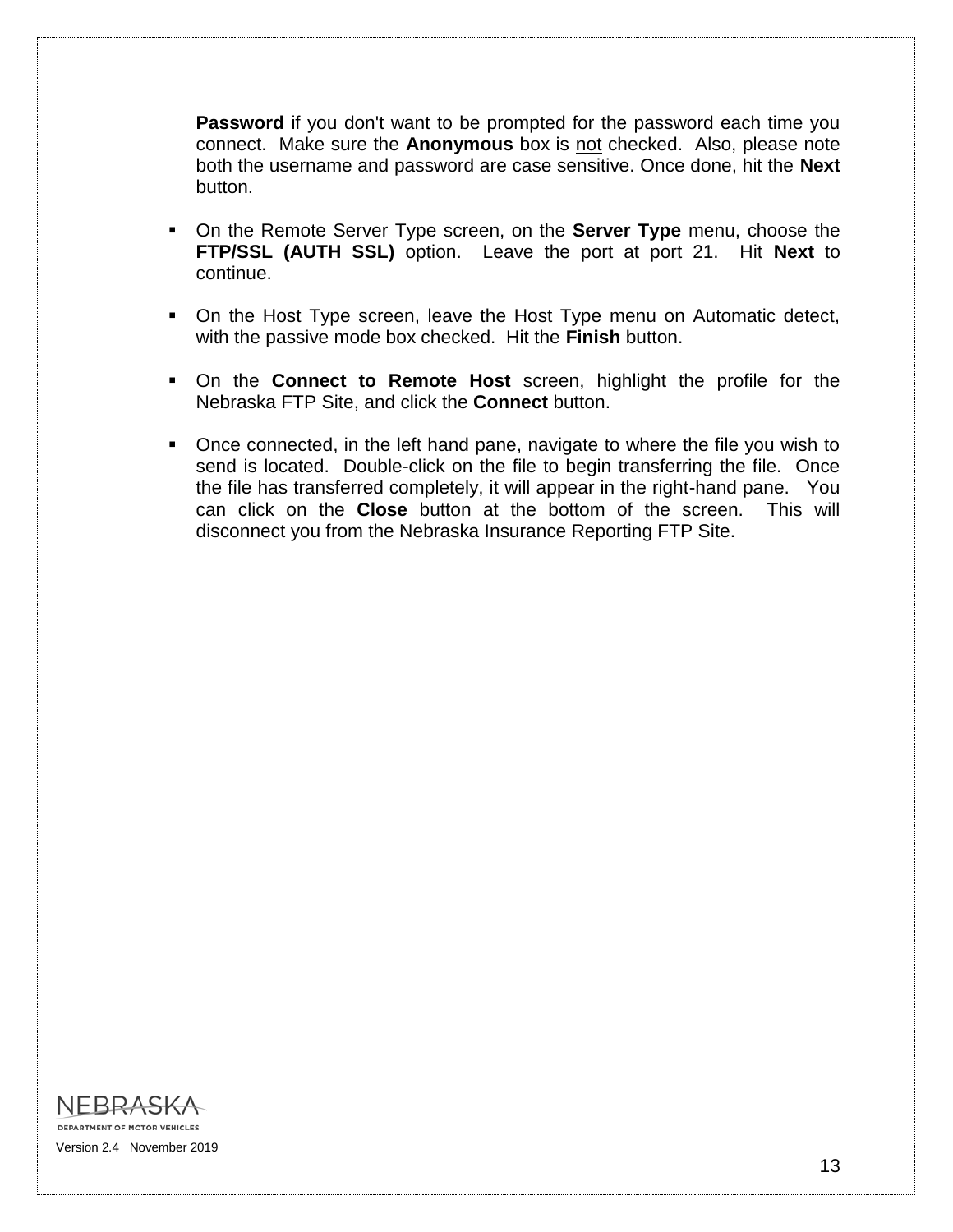**Password** if you don't want to be prompted for the password each time you connect. Make sure the **Anonymous** box is <u>not</u> checked. Also, please note both the username and password are case sensitive. Once done, hit the **Next** button.

- On the Remote Server Type screen, on the **Server Type** menu, choose the **FTP/SSL (AUTH SSL)** option. Leave the port at port 21. Hit **Next** to continue.
- On the Host Type screen, leave the Host Type menu on Automatic detect, with the passive mode box checked. Hit the **Finish** button.
- On the **Connect to Remote Host** screen, highlight the profile for the Nebraska FTP Site, and click the **Connect** button.
- Once connected, in the left hand pane, navigate to where the file you wish to send is located. Double-click on the file to begin transferring the file. Once the file has transferred completely, it will appear in the right-hand pane. You can click on the **Close** button at the bottom of the screen. This will disconnect you from the Nebraska Insurance Reporting FTP Site.